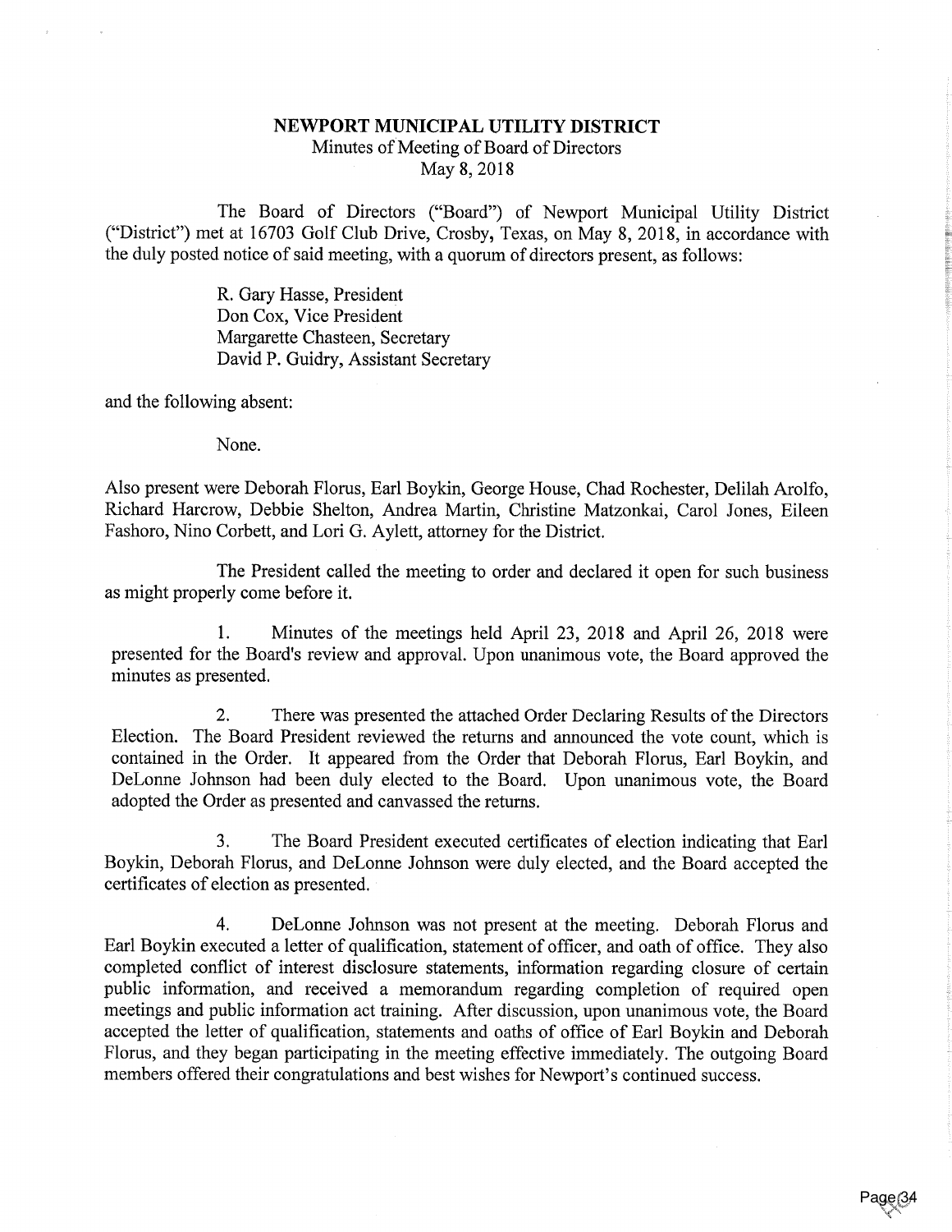# NEWPORT MUNICIPAL UTILITY DISTRICT

Minutes of Meeting of Board of Directors
May 8, 2018

The Board of Directors ("Board") of Newport Municipal Utility District ("District") met at 16703 Golf Club Drive, Crosby, Texas, on May 8, 2018, in accordance with the duly posted notice of said meeting, with a quorum of directors present, as follows:

R. Gary Hasse, President
Don Cox, Vice President
Margarette Chasteen, Secretary
David P. Guidry, Assistant Secretary

and the following absent:

None.

Also present were Deborah Florus, Earl Boykin, George House, Chad Rochester, Delilah Arolfo, Richard Harcrow, Debbie Shelton, Andrea Martin, Christine Matzonkai, Carol Jones, Eileen Fashoro, Nino Corbett, and Lori G. Aylett, attorney for the District.

The President called the meeting to order and declared it open for such business as might properly come before it.

1. Minutes of the meetings held April 23, 2018 and April 26, 2018 were presented for the Board's review and approval. Upon unanimous vote, the Board approved the minutes as presented.

2. There was presented the attached Order Declaring Results of the Directors Election. The Board President reviewed the returns and announced the vote count, which is contained in the Order. It appeared from the Order that Deborah Florus, Earl Boykin, and DeLonne Johnson had been duly elected to the Board. Upon unanimous vote, the Board adopted the Order as presented and canvassed the returns.

3. The Board President executed certificates of election indicating that Earl Boykin, Deborah Florus, and DeLonne Johnson were duly elected, and the Board accepted the certificates of election as presented.

4. DeLonne Johnson was not present at the meeting. Deborah Florus and Earl Boykin executed a letter of qualification, statement of officer, and oath of office. They also completed conflict of interest disclosure statements, information regarding closure of certain public information, and received a memorandum regarding completion of required open meetings and public information act training. After discussion, upon unanimous vote, the Board accepted the letter of qualification, statements and oaths of office of Earl Boykin and Deborah Florus, and they began participating in the meeting effective immediately. The outgoing Board members offered their congratulations and best wishes for Newport's continued success.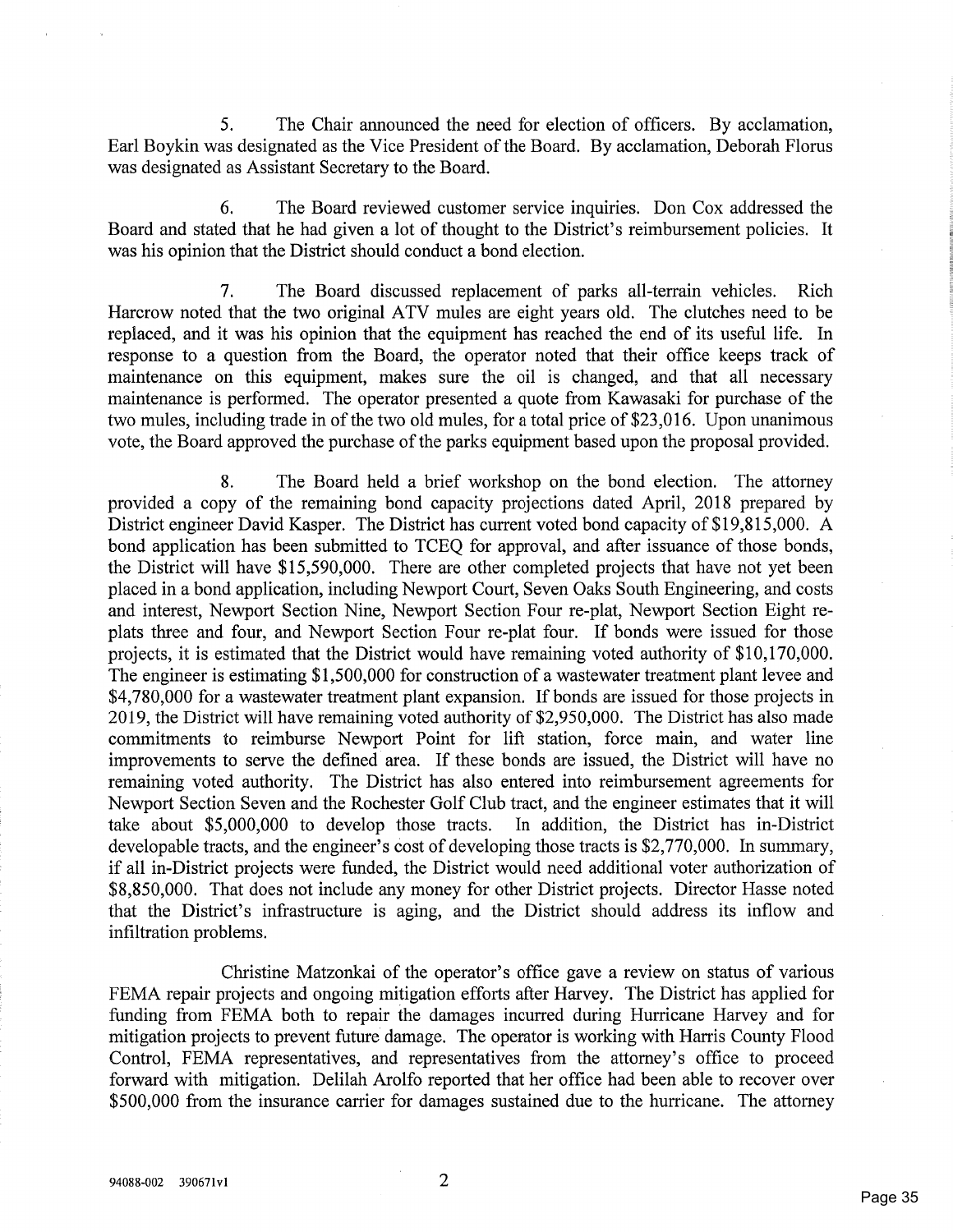5. The Chair announced the need for election of officers. By acclamation, Earl Boykin was designated as the Vice President of the Board. By acclamation, Deborah Florus was designated as Assistant Secretary to the Board.

6. The Board reviewed customer service inquiries. Don Cox addressed the Board and stated that he had given a lot of thought to the District's reimbursement policies. It was his opinion that the District should conduct a bond election.

7. The Board discussed replacement of parks all-terrain vehicles. Rich Harcrow noted that the two original ATV mules are eight years old. The clutches need to be replaced, and it was his opinion that the equipment has reached the end of its useful life. In response to a question from the Board, the operator noted that their office keeps track of maintenance on this equipment, makes sure the oil is changed, and that all necessary maintenance is performed. The operator presented a quote from Kawasaki for purchase of the two mules, including trade in of the two old mules, for a total price of $23,016. Upon unanimous vote, the Board approved the purchase of the parks equipment based upon the proposal provided.

8. The Board held a brief workshop on the bond election. The attorney provided a copy of the remaining bond capacity projections dated April, 2018 prepared by District engineer David Kasper. The District has current voted bond capacity of $19,815,000. A bond application has been submitted to TCEQ for approval, and after issuance of those bonds, the District will have $15,590,000. There are other completed projects that have not yet been placed in a bond application, including Newport Court, Seven Oaks South Engineering, and costs and interest, Newport Section Nine, Newport Section Four re-plat, Newport Section Eight re-plats three and four, and Newport Section Four re-plat four. If bonds were issued for those projects, it is estimated that the District would have remaining voted authority of $10,170,000. The engineer is estimating $1,500,000 for construction of a wastewater treatment plant levee and $4,780,000 for a wastewater treatment plant expansion. If bonds are issued for those projects in 2019, the District will have remaining voted authority of $2,950,000. The District has also made commitments to reimburse Newport Point for lift station, force main, and water line improvements to serve the defined area. If these bonds are issued, the District will have no remaining voted authority. The District has also entered into reimbursement agreements for Newport Section Seven and the Rochester Golf Club tract, and the engineer estimates that it will take about $5,000,000 to develop those tracts. In addition, the District has in-District developable tracts, and the engineer's cost of developing those tracts is $2,770,000. In summary, if all in-District projects were funded, the District would need additional voter authorization of $8,850,000. That does not include any money for other District projects. Director Hasse noted that the District's infrastructure is aging, and the District should address its inflow and infiltration problems.

Christine Matzonkai of the operator's office gave a review on status of various FEMA repair projects and ongoing mitigation efforts after Harvey. The District has applied for funding from FEMA both to repair the damages incurred during Hurricane Harvey and for mitigation projects to prevent future damage. The operator is working with Harris County Flood Control, FEMA representatives, and representatives from the attorney's office to proceed forward with mitigation. Delilah Arolfo reported that her office had been able to recover over $500,000 from the insurance carrier for damages sustained due to the hurricane. The attorney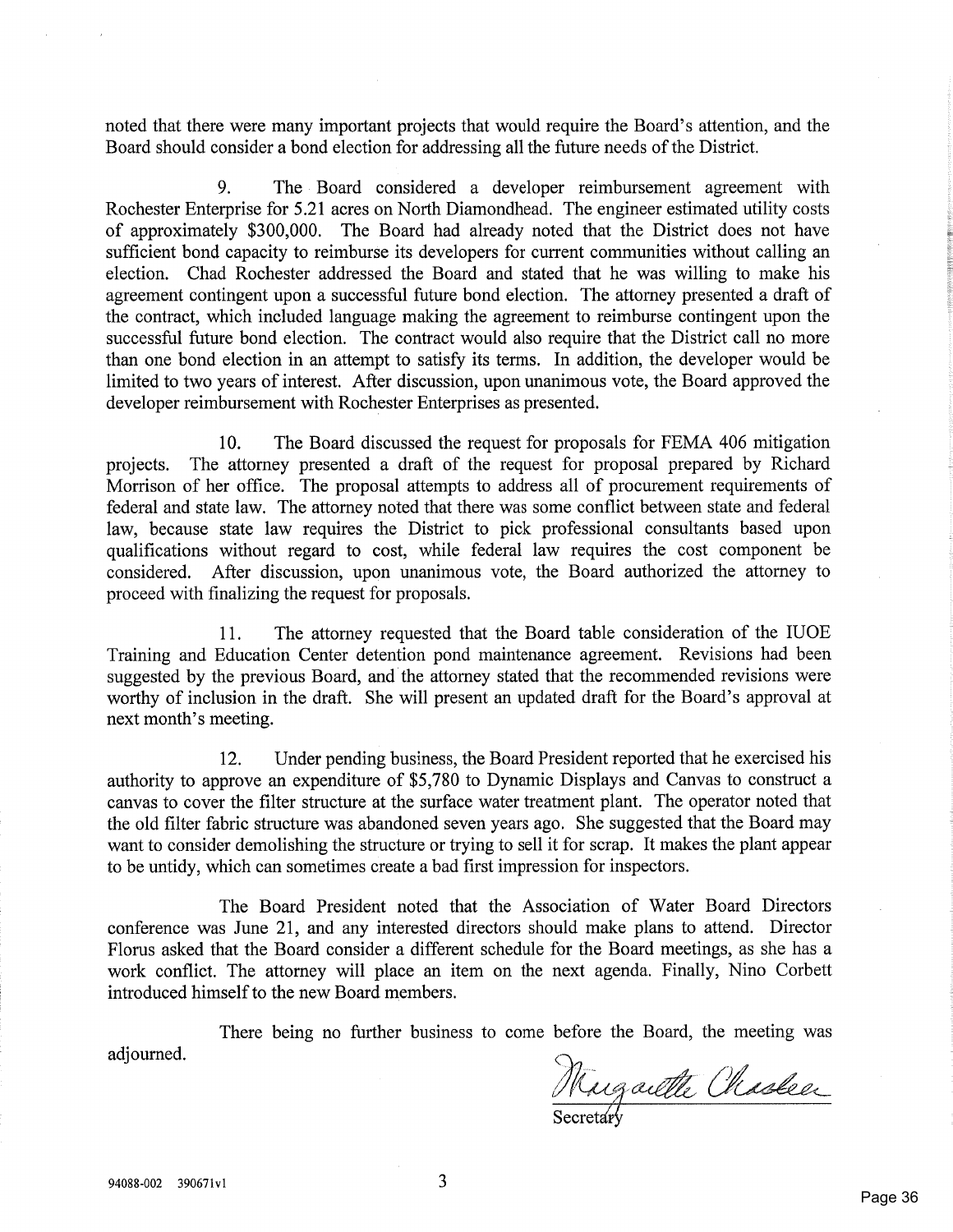noted that there were many important projects that would require the Board's attention, and the Board should consider a bond election for addressing all the future needs of the District.

9. The Board considered a developer reimbursement agreement with Rochester Enterprise for 5.21 acres on North Diamondhead. The engineer estimated utility costs of approximately $300,000. The Board had already noted that the District does not have sufficient bond capacity to reimburse its developers for current communities without calling an election. Chad Rochester addressed the Board and stated that he was willing to make his agreement contingent upon a successful future bond election. The attorney presented a draft of the contract, which included language making the agreement to reimburse contingent upon the successful future bond election. The contract would also require that the District call no more than one bond election in an attempt to satisfy its terms. In addition, the developer would be limited to two years of interest. After discussion, upon unanimous vote, the Board approved the developer reimbursement with Rochester Enterprises as presented.

10. The Board discussed the request for proposals for FEMA 406 mitigation projects. The attorney presented a draft of the request for proposal prepared by Richard Morrison of her office. The proposal attempts to address all of procurement requirements of federal and state law. The attorney noted that there was some conflict between state and federal law, because state law requires the District to pick professional consultants based upon qualifications without regard to cost, while federal law requires the cost component be considered. After discussion, upon unanimous vote, the Board authorized the attorney to proceed with finalizing the request for proposals.

11. The attorney requested that the Board table consideration of the IUOE Training and Education Center detention pond maintenance agreement. Revisions had been suggested by the previous Board, and the attorney stated that the recommended revisions were worthy of inclusion in the draft. She will present an updated draft for the Board's approval at next month's meeting.

12. Under pending business, the Board President reported that he exercised his authority to approve an expenditure of $5,780 to Dynamic Displays and Canvas to construct a canvas to cover the filter structure at the surface water treatment plant. The operator noted that the old filter fabric structure was abandoned seven years ago. She suggested that the Board may want to consider demolishing the structure or trying to sell it for scrap. It makes the plant appear to be untidy, which can sometimes create a bad first impression for inspectors.

The Board President noted that the Association of Water Board Directors conference was June 21, and any interested directors should make plans to attend. Director Florus asked that the Board consider a different schedule for the Board meetings, as she has a work conflict. The attorney will place an item on the next agenda. Finally, Nino Corbett introduced himself to the new Board members.

There being no further business to come before the Board, the meeting was adjourned.

Margarette Chasles

Secretary

94088-002 390671v1